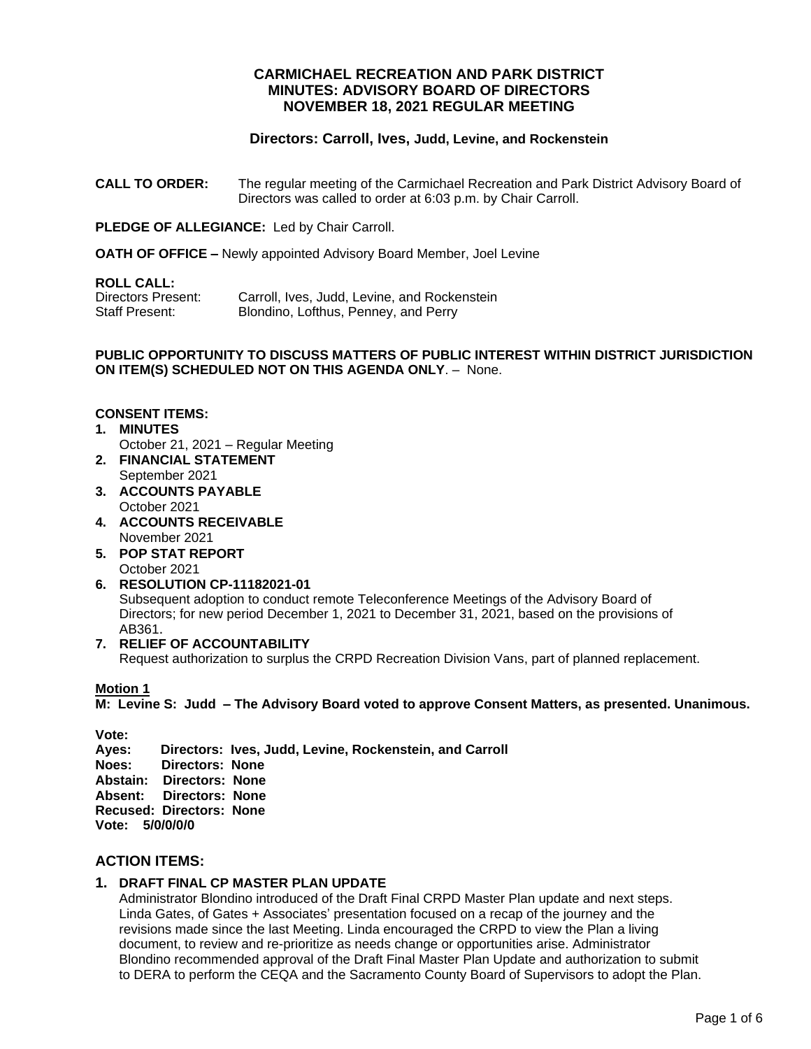# CARMICHAEL RECREATION AND PARK DISTRICT
# MINUTES: ADVISORY BOARD OF DIRECTORS
# NOVEMBER 18, 2021 REGULAR MEETING

**Directors: Carroll, Ives, Judd, Levine, and Rockenstein**

**CALL TO ORDER:** The regular meeting of the Carmichael Recreation and Park District Advisory Board of Directors was called to order at 6:03 p.m. by Chair Carroll.

**PLEDGE OF ALLEGIANCE:** Led by Chair Carroll.

**OATH OF OFFICE –** Newly appointed Advisory Board Member, Joel Levine

**ROLL CALL:**
Directors Present: Carroll, Ives, Judd, Levine, and Rockenstein
Staff Present: Blondino, Lofthus, Penney, and Perry

**PUBLIC OPPORTUNITY TO DISCUSS MATTERS OF PUBLIC INTEREST WITHIN DISTRICT JURISDICTION ON ITEM(S) SCHEDULED NOT ON THIS AGENDA ONLY**. – None.

**CONSENT ITEMS:**

1. **MINUTES**
   October 21, 2021 – Regular Meeting
2. **FINANCIAL STATEMENT**
   September 2021
3. **ACCOUNTS PAYABLE**
   October 2021
4. **ACCOUNTS RECEIVABLE**
   November 2021
5. **POP STAT REPORT**
   October 2021
6. **RESOLUTION CP-11182021-01**
   Subsequent adoption to conduct remote Teleconference Meetings of the Advisory Board of Directors; for new period December 1, 2021 to December 31, 2021, based on the provisions of AB361.
7. **RELIEF OF ACCOUNTABILITY**
   Request authorization to surplus the CRPD Recreation Division Vans, part of planned replacement.

**Motion 1**
**M: Levine S: Judd – The Advisory Board voted to approve Consent Matters, as presented. Unanimous.**

**Vote:**
**Ayes: Directors: Ives, Judd, Levine, Rockenstein, and Carroll**
**Noes: Directors: None**
**Abstain: Directors: None**
**Absent: Directors: None**
**Recused: Directors: None**
**Vote: 5/0/0/0/0**

## ACTION ITEMS:

1. **DRAFT FINAL CP MASTER PLAN UPDATE**
   Administrator Blondino introduced of the Draft Final CRPD Master Plan update and next steps. Linda Gates, of Gates + Associates' presentation focused on a recap of the journey and the revisions made since the last Meeting. Linda encouraged the CRPD to view the Plan a living document, to review and re-prioritize as needs change or opportunities arise. Administrator Blondino recommended approval of the Draft Final Master Plan Update and authorization to submit to DERA to perform the CEQA and the Sacramento County Board of Supervisors to adopt the Plan.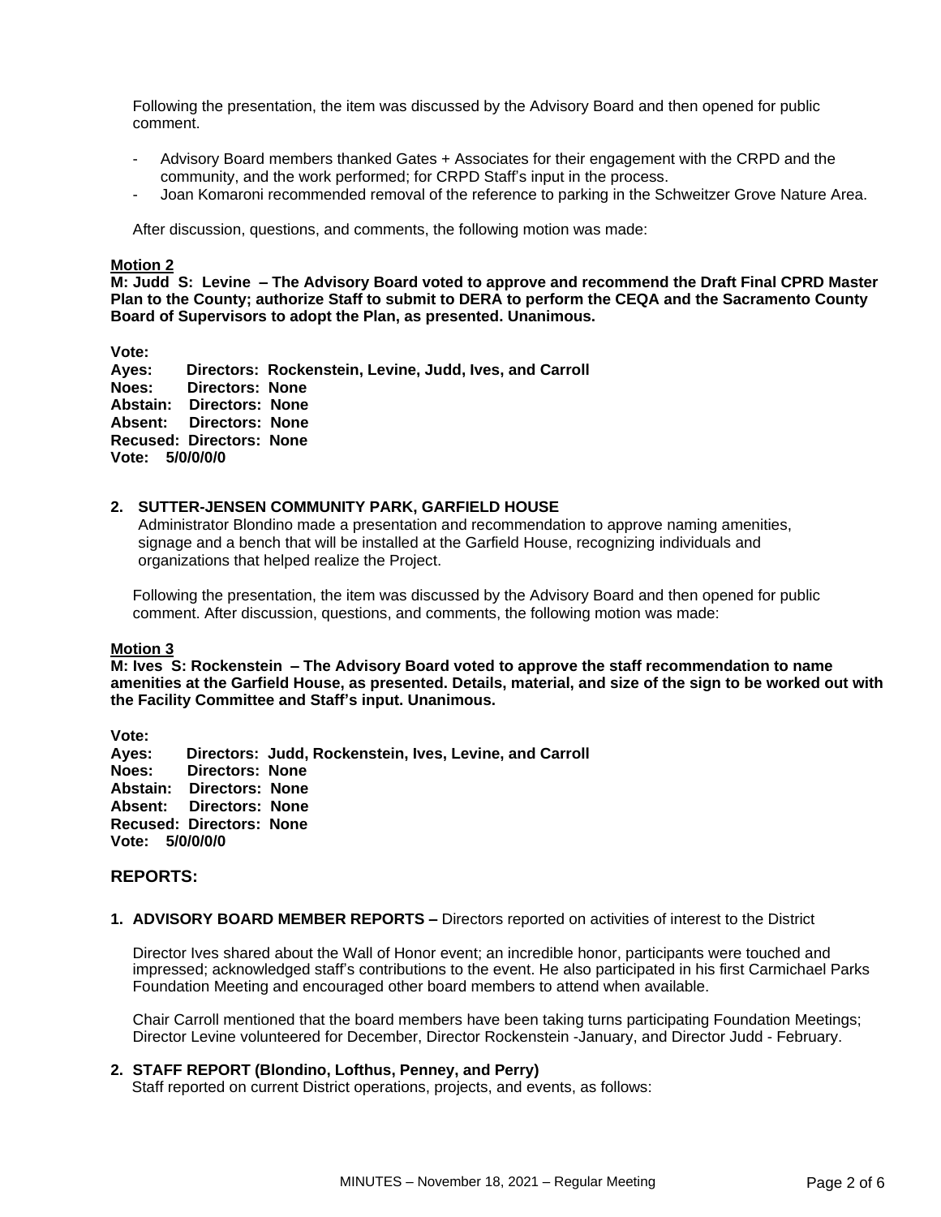Following the presentation, the item was discussed by the Advisory Board and then opened for public comment.

- Advisory Board members thanked Gates + Associates for their engagement with the CRPD and the community, and the work performed; for CRPD Staff's input in the process.
- Joan Komaroni recommended removal of the reference to parking in the Schweitzer Grove Nature Area.

After discussion, questions, and comments, the following motion was made:

**Motion 2**

**M: Judd S: Levine – The Advisory Board voted to approve and recommend the Draft Final CPRD Master Plan to the County; authorize Staff to submit to DERA to perform the CEQA and the Sacramento County Board of Supervisors to adopt the Plan, as presented. Unanimous.**

**Vote:**
**Ayes: Directors: Rockenstein, Levine, Judd, Ives, and Carroll**
**Noes: Directors: None**
**Abstain: Directors: None**
**Absent: Directors: None**
**Recused: Directors: None**
**Vote: 5/0/0/0/0**

**2. SUTTER-JENSEN COMMUNITY PARK, GARFIELD HOUSE**

Administrator Blondino made a presentation and recommendation to approve naming amenities, signage and a bench that will be installed at the Garfield House, recognizing individuals and organizations that helped realize the Project.

Following the presentation, the item was discussed by the Advisory Board and then opened for public comment. After discussion, questions, and comments, the following motion was made:

**Motion 3**

**M: Ives S: Rockenstein – The Advisory Board voted to approve the staff recommendation to name amenities at the Garfield House, as presented. Details, material, and size of the sign to be worked out with the Facility Committee and Staff's input. Unanimous.**

**Vote:**
**Ayes: Directors: Judd, Rockenstein, Ives, Levine, and Carroll**
**Noes: Directors: None**
**Abstain: Directors: None**
**Absent: Directors: None**
**Recused: Directors: None**
**Vote: 5/0/0/0/0**

## REPORTS:

**1. ADVISORY BOARD MEMBER REPORTS –** Directors reported on activities of interest to the District

Director Ives shared about the Wall of Honor event; an incredible honor, participants were touched and impressed; acknowledged staff's contributions to the event. He also participated in his first Carmichael Parks Foundation Meeting and encouraged other board members to attend when available.

Chair Carroll mentioned that the board members have been taking turns participating Foundation Meetings; Director Levine volunteered for December, Director Rockenstein -January, and Director Judd - February.

**2. STAFF REPORT (Blondino, Lofthus, Penney, and Perry)**

Staff reported on current District operations, projects, and events, as follows: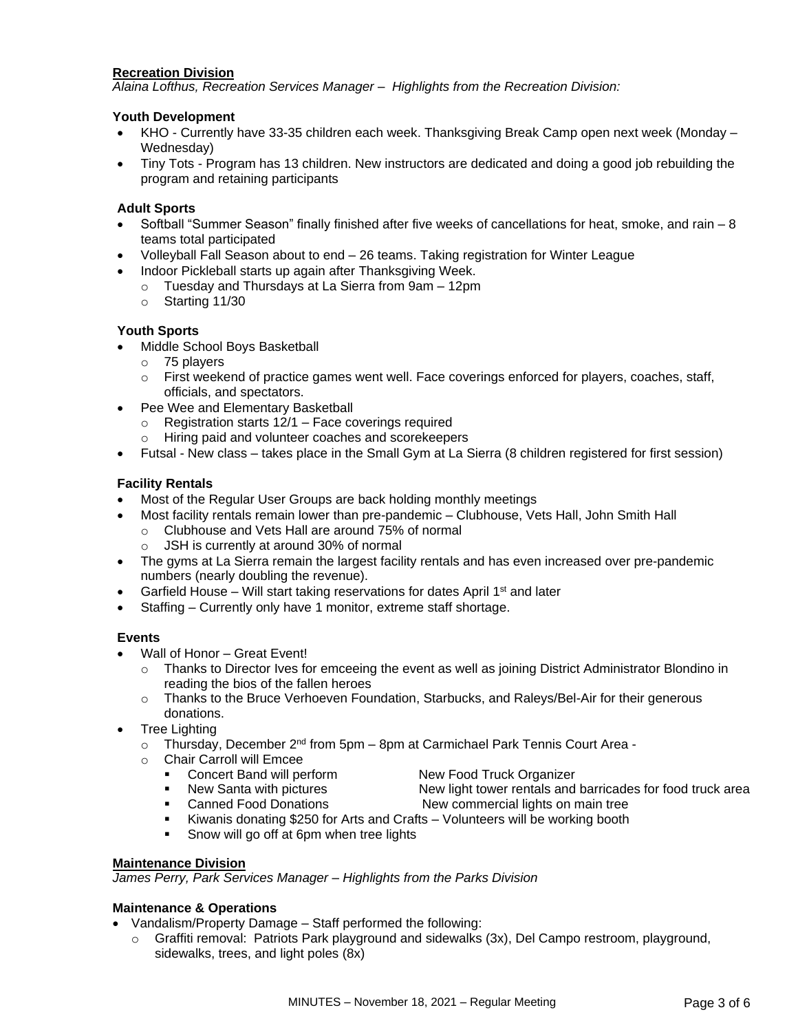**Recreation Division**

*Alaina Lofthus, Recreation Services Manager – Highlights from the Recreation Division:*

**Youth Development**

- KHO - Currently have 33-35 children each week. Thanksgiving Break Camp open next week (Monday – Wednesday)
- Tiny Tots - Program has 13 children. New instructors are dedicated and doing a good job rebuilding the program and retaining participants

**Adult Sports**

- Softball "Summer Season" finally finished after five weeks of cancellations for heat, smoke, and rain – 8 teams total participated
- Volleyball Fall Season about to end – 26 teams. Taking registration for Winter League
- Indoor Pickleball starts up again after Thanksgiving Week.
  - Tuesday and Thursdays at La Sierra from 9am – 12pm
  - Starting 11/30

**Youth Sports**

- Middle School Boys Basketball
  - 75 players
  - First weekend of practice games went well. Face coverings enforced for players, coaches, staff, officials, and spectators.
- Pee Wee and Elementary Basketball
  - Registration starts 12/1 – Face coverings required
  - Hiring paid and volunteer coaches and scorekeepers
- Futsal - New class – takes place in the Small Gym at La Sierra (8 children registered for first session)

**Facility Rentals**

- Most of the Regular User Groups are back holding monthly meetings
- Most facility rentals remain lower than pre-pandemic – Clubhouse, Vets Hall, John Smith Hall
  - Clubhouse and Vets Hall are around 75% of normal
  - JSH is currently at around 30% of normal
- The gyms at La Sierra remain the largest facility rentals and has even increased over pre-pandemic numbers (nearly doubling the revenue).
- Garfield House – Will start taking reservations for dates April 1st and later
- Staffing – Currently only have 1 monitor, extreme staff shortage.

**Events**

- Wall of Honor – Great Event!
  - Thanks to Director Ives for emceeing the event as well as joining District Administrator Blondino in reading the bios of the fallen heroes
  - Thanks to the Bruce Verhoeven Foundation, Starbucks, and Raleys/Bel-Air for their generous donations.
- Tree Lighting
  - Thursday, December 2nd from 5pm – 8pm at Carmichael Park Tennis Court Area -
  - Chair Carroll will Emcee
    - Concert Band will perform
    - New Santa with pictures
    - Canned Food Donations
    - New Food Truck Organizer
    - New light tower rentals and barricades for food truck area
    - New commercial lights on main tree
    - Kiwanis donating $250 for Arts and Crafts – Volunteers will be working booth
    - Snow will go off at 6pm when tree lights

**Maintenance Division**

*James Perry, Park Services Manager – Highlights from the Parks Division*

**Maintenance & Operations**

- Vandalism/Property Damage – Staff performed the following:
  - Graffiti removal: Patriots Park playground and sidewalks (3x), Del Campo restroom, playground, sidewalks, trees, and light poles (8x)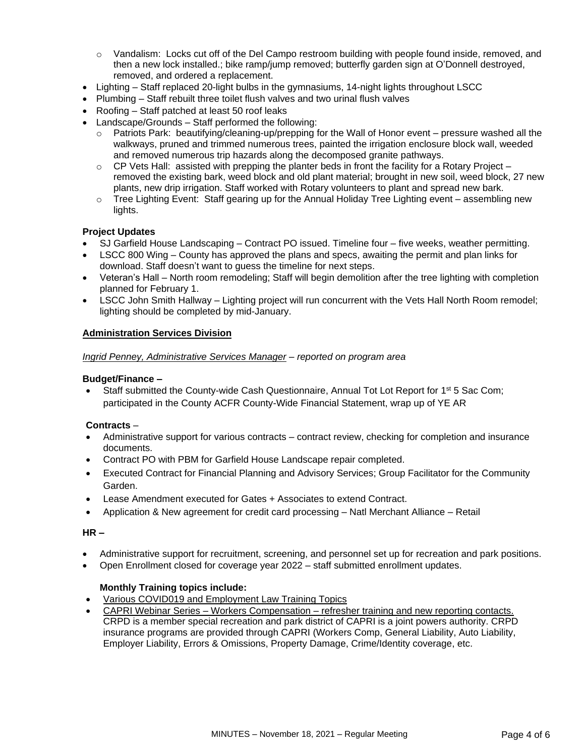- Vandalism: Locks cut off of the Del Campo restroom building with people found inside, removed, and then a new lock installed.; bike ramp/jump removed; butterfly garden sign at O'Donnell destroyed, removed, and ordered a replacement.

- Lighting – Staff replaced 20-light bulbs in the gymnasiums, 14-night lights throughout LSCC
- Plumbing – Staff rebuilt three toilet flush valves and two urinal flush valves
- Roofing – Staff patched at least 50 roof leaks
- Landscape/Grounds – Staff performed the following:
  - Patriots Park: beautifying/cleaning-up/prepping for the Wall of Honor event – pressure washed all the walkways, pruned and trimmed numerous trees, painted the irrigation enclosure block wall, weeded and removed numerous trip hazards along the decomposed granite pathways.
  - CP Vets Hall: assisted with prepping the planter beds in front the facility for a Rotary Project – removed the existing bark, weed block and old plant material; brought in new soil, weed block, 27 new plants, new drip irrigation. Staff worked with Rotary volunteers to plant and spread new bark.
  - Tree Lighting Event: Staff gearing up for the Annual Holiday Tree Lighting event – assembling new lights.

**Project Updates**

- SJ Garfield House Landscaping – Contract PO issued. Timeline four – five weeks, weather permitting.
- LSCC 800 Wing – County has approved the plans and specs, awaiting the permit and plan links for download. Staff doesn't want to guess the timeline for next steps.
- Veteran's Hall – North room remodeling; Staff will begin demolition after the tree lighting with completion planned for February 1.
- LSCC John Smith Hallway – Lighting project will run concurrent with the Vets Hall North Room remodel; lighting should be completed by mid-January.

**Administration Services Division**

*Ingrid Penney, Administrative Services Manager – reported on program area*

**Budget/Finance –**

- Staff submitted the County-wide Cash Questionnaire, Annual Tot Lot Report for 1st 5 Sac Com; participated in the County ACFR County-Wide Financial Statement, wrap up of YE AR

**Contracts** –

- Administrative support for various contracts – contract review, checking for completion and insurance documents.
- Contract PO with PBM for Garfield House Landscape repair completed.
- Executed Contract for Financial Planning and Advisory Services; Group Facilitator for the Community Garden.
- Lease Amendment executed for Gates + Associates to extend Contract.
- Application & New agreement for credit card processing – Natl Merchant Alliance – Retail

**HR –**

- Administrative support for recruitment, screening, and personnel set up for recreation and park positions.
- Open Enrollment closed for coverage year 2022 – staff submitted enrollment updates.

**Monthly Training topics include:**

- Various COVID019 and Employment Law Training Topics
- CAPRI Webinar Series – Workers Compensation – refresher training and new reporting contacts. CRPD is a member special recreation and park district of CAPRI is a joint powers authority. CRPD insurance programs are provided through CAPRI (Workers Comp, General Liability, Auto Liability, Employer Liability, Errors & Omissions, Property Damage, Crime/Identity coverage, etc.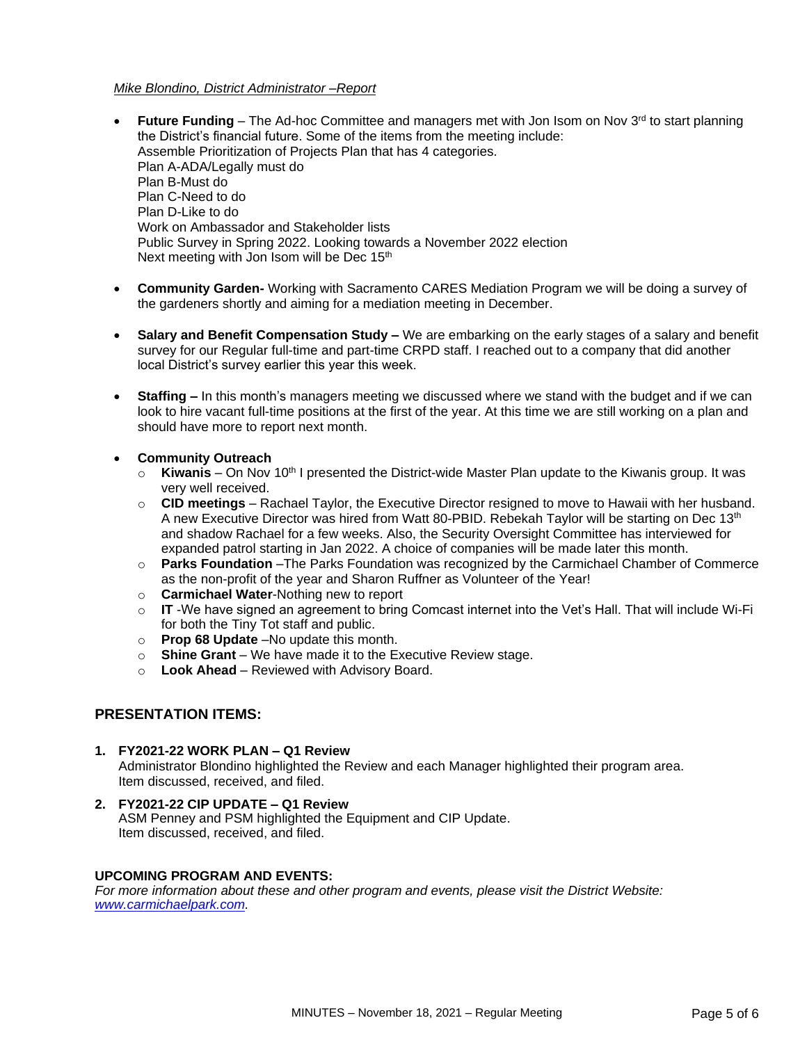*Mike Blondino, District Administrator –Report*

- **Future Funding** – The Ad-hoc Committee and managers met with Jon Isom on Nov 3rd to start planning the District's financial future. Some of the items from the meeting include:
  Assemble Prioritization of Projects Plan that has 4 categories.
  Plan A-ADA/Legally must do
  Plan B-Must do
  Plan C-Need to do
  Plan D-Like to do
  Work on Ambassador and Stakeholder lists
  Public Survey in Spring 2022. Looking towards a November 2022 election
  Next meeting with Jon Isom will be Dec 15th

- **Community Garden-** Working with Sacramento CARES Mediation Program we will be doing a survey of the gardeners shortly and aiming for a mediation meeting in December.

- **Salary and Benefit Compensation Study –** We are embarking on the early stages of a salary and benefit survey for our Regular full-time and part-time CRPD staff. I reached out to a company that did another local District's survey earlier this year this week.

- **Staffing –** In this month's managers meeting we discussed where we stand with the budget and if we can look to hire vacant full-time positions at the first of the year. At this time we are still working on a plan and should have more to report next month.

- **Community Outreach**
  - **Kiwanis** – On Nov 10th I presented the District-wide Master Plan update to the Kiwanis group. It was very well received.
  - **CID meetings** – Rachael Taylor, the Executive Director resigned to move to Hawaii with her husband. A new Executive Director was hired from Watt 80-PBID. Rebekah Taylor will be starting on Dec 13th and shadow Rachael for a few weeks. Also, the Security Oversight Committee has interviewed for expanded patrol starting in Jan 2022. A choice of companies will be made later this month.
  - **Parks Foundation** –The Parks Foundation was recognized by the Carmichael Chamber of Commerce as the non-profit of the year and Sharon Ruffner as Volunteer of the Year!
  - **Carmichael Water**-Nothing new to report
  - **IT** -We have signed an agreement to bring Comcast internet into the Vet's Hall. That will include Wi-Fi for both the Tiny Tot staff and public.
  - **Prop 68 Update** –No update this month.
  - **Shine Grant** – We have made it to the Executive Review stage.
  - **Look Ahead** – Reviewed with Advisory Board.

## PRESENTATION ITEMS:

1. **FY2021-22 WORK PLAN – Q1 Review**
   Administrator Blondino highlighted the Review and each Manager highlighted their program area.
   Item discussed, received, and filed.

2. **FY2021-22 CIP UPDATE – Q1 Review**
   ASM Penney and PSM highlighted the Equipment and CIP Update.
   Item discussed, received, and filed.

**UPCOMING PROGRAM AND EVENTS:**

*For more information about these and other program and events, please visit the District Website: [www.carmichaelpark.com](www.carmichaelpark.com).*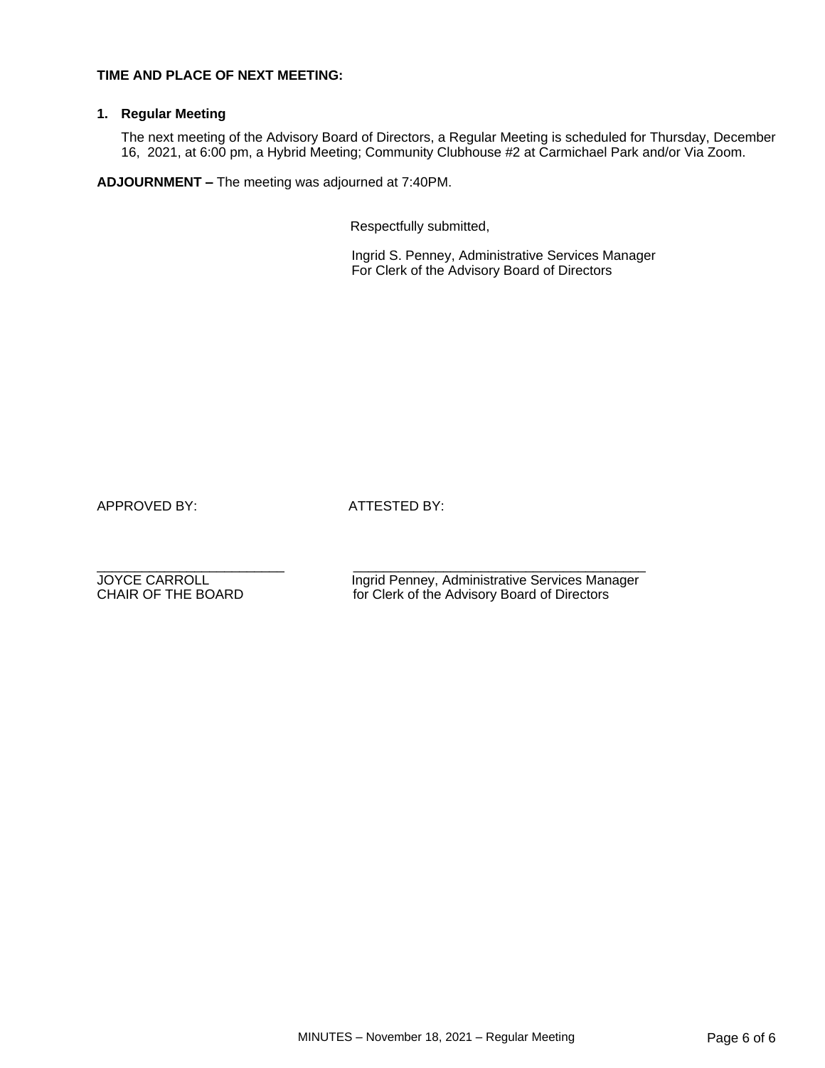**TIME AND PLACE OF NEXT MEETING:**

**1. Regular Meeting**

The next meeting of the Advisory Board of Directors, a Regular Meeting is scheduled for Thursday, December 16, 2021, at 6:00 pm, a Hybrid Meeting; Community Clubhouse #2 at Carmichael Park and/or Via Zoom.

**ADJOURNMENT –** The meeting was adjourned at 7:40PM.

Respectfully submitted,

Ingrid S. Penney, Administrative Services Manager
For Clerk of the Advisory Board of Directors

APPROVED BY: ATTESTED BY:

\_\_\_\_\_\_\_\_\_\_\_\_\_\_\_\_\_\_\_\_\_\_\_\_\_\_
JOYCE CARROLL
CHAIR OF THE BOARD

\_\_\_\_\_\_\_\_\_\_\_\_\_\_\_\_\_\_\_\_\_\_\_\_\_\_\_\_\_\_\_\_\_\_\_\_\_\_\_\_
Ingrid Penney, Administrative Services Manager
for Clerk of the Advisory Board of Directors